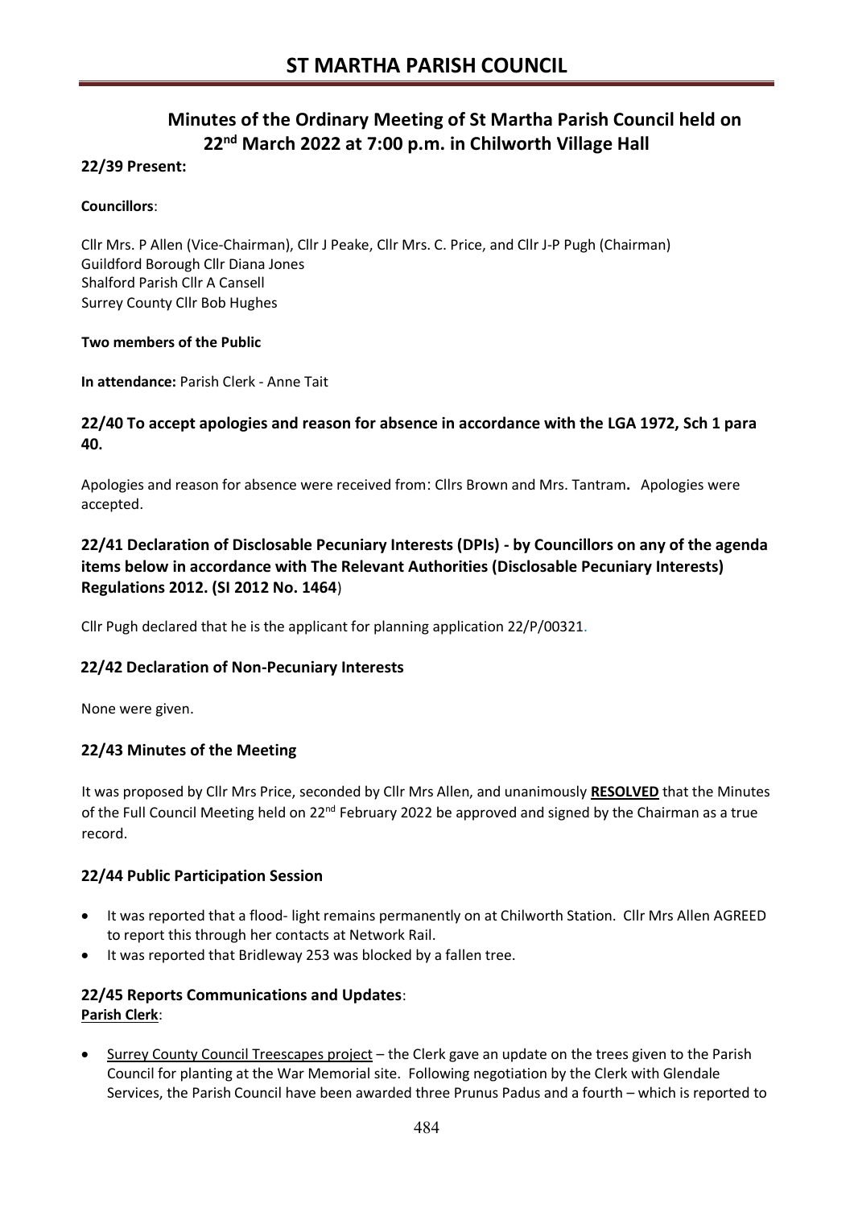# ST MARTHA PARISH COUNCIL

## Minutes of the Ordinary Meeting of St Martha Parish Council held on 22nd March 2022 at 7:00 p.m. in Chilworth Village Hall

### 22/39 Present:

**Councillors**:

Cllr Mrs. P Allen (Vice-Chairman), Cllr J Peake, Cllr Mrs. C. Price, and Cllr J-P Pugh (Chairman)
Guildford Borough Cllr Diana Jones
Shalford Parish Cllr A Cansell
Surrey County Cllr Bob Hughes

**Two members of the Public**

**In attendance:** Parish Clerk - Anne Tait

### 22/40 To accept apologies and reason for absence in accordance with the LGA 1972, Sch 1 para 40.

Apologies and reason for absence were received from: Cllrs Brown and Mrs. Tantram**.** Apologies were accepted.

### 22/41 Declaration of Disclosable Pecuniary Interests (DPIs) - by Councillors on any of the agenda items below in accordance with The Relevant Authorities (Disclosable Pecuniary Interests) Regulations 2012. (SI 2012 No. 1464)

Cllr Pugh declared that he is the applicant for planning application 22/P/00321.

### 22/42 Declaration of Non-Pecuniary Interests

None were given.

### 22/43 Minutes of the Meeting

It was proposed by Cllr Mrs Price, seconded by Cllr Mrs Allen, and unanimously **RESOLVED** that the Minutes of the Full Council Meeting held on 22nd February 2022 be approved and signed by the Chairman as a true record.

### 22/44 Public Participation Session

- It was reported that a flood- light remains permanently on at Chilworth Station. Cllr Mrs Allen AGREED to report this through her contacts at Network Rail.
- It was reported that Bridleway 253 was blocked by a fallen tree.

### 22/45 Reports Communications and Updates:

**Parish Clerk**:

- Surrey County Council Treescapes project – the Clerk gave an update on the trees given to the Parish Council for planting at the War Memorial site. Following negotiation by the Clerk with Glendale Services, the Parish Council have been awarded three Prunus Padus and a fourth – which is reported to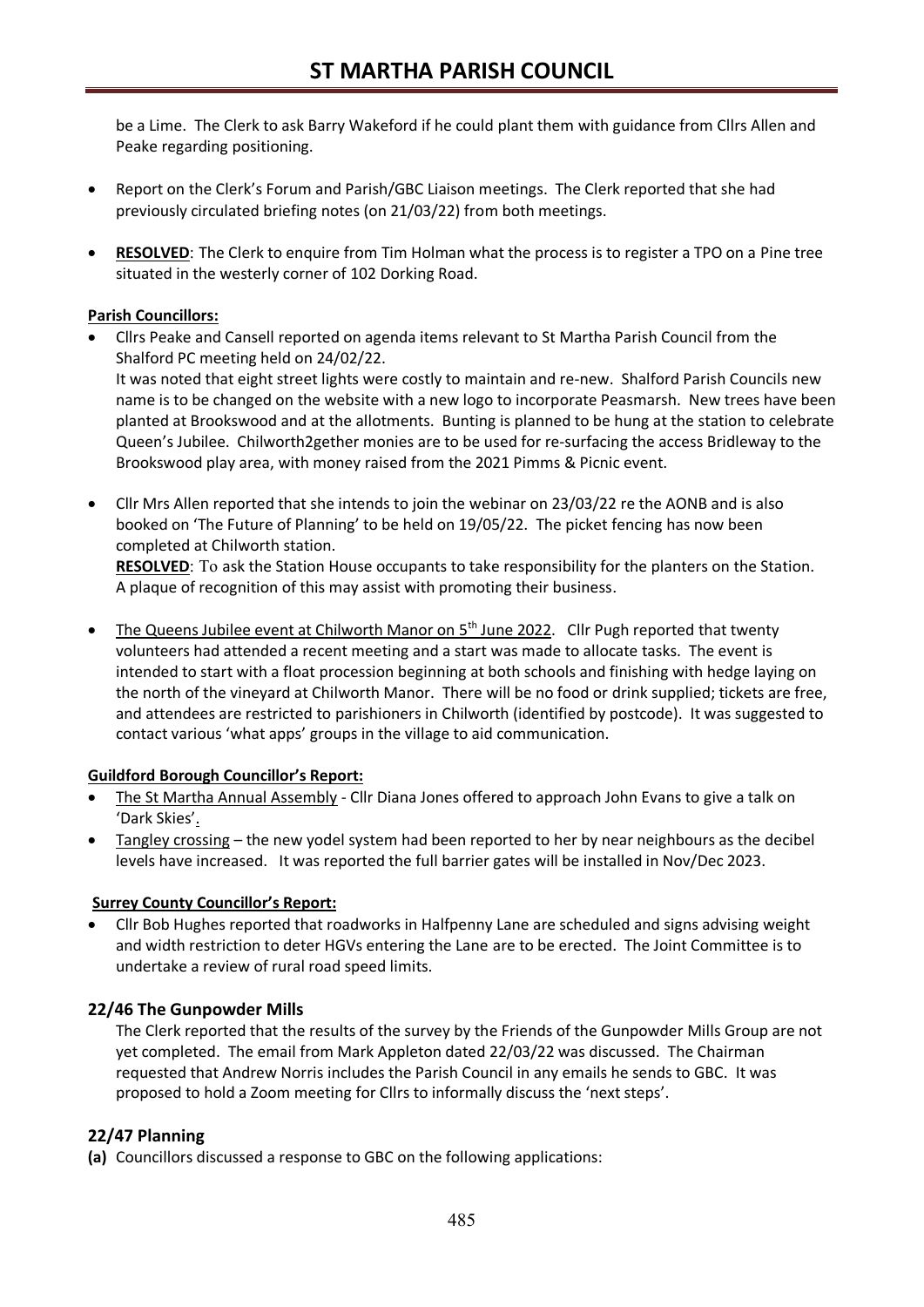be a Lime. The Clerk to ask Barry Wakeford if he could plant them with guidance from Cllrs Allen and Peake regarding positioning.

- Report on the Clerk's Forum and Parish/GBC Liaison meetings. The Clerk reported that she had previously circulated briefing notes (on 21/03/22) from both meetings.
- **RESOLVED**: The Clerk to enquire from Tim Holman what the process is to register a TPO on a Pine tree situated in the westerly corner of 102 Dorking Road.

**Parish Councillors:**

- Cllrs Peake and Cansell reported on agenda items relevant to St Martha Parish Council from the Shalford PC meeting held on 24/02/22.
  It was noted that eight street lights were costly to maintain and re-new. Shalford Parish Councils new name is to be changed on the website with a new logo to incorporate Peasmarsh. New trees have been planted at Brookswood and at the allotments. Bunting is planned to be hung at the station to celebrate Queen's Jubilee. Chilworth2gether monies are to be used for re-surfacing the access Bridleway to the Brookswood play area, with money raised from the 2021 Pimms & Picnic event.
- Cllr Mrs Allen reported that she intends to join the webinar on 23/03/22 re the AONB and is also booked on 'The Future of Planning' to be held on 19/05/22. The picket fencing has now been completed at Chilworth station.
  **RESOLVED**: To ask the Station House occupants to take responsibility for the planters on the Station. A plaque of recognition of this may assist with promoting their business.
- The Queens Jubilee event at Chilworth Manor on 5th June 2022. Cllr Pugh reported that twenty volunteers had attended a recent meeting and a start was made to allocate tasks. The event is intended to start with a float procession beginning at both schools and finishing with hedge laying on the north of the vineyard at Chilworth Manor. There will be no food or drink supplied; tickets are free, and attendees are restricted to parishioners in Chilworth (identified by postcode). It was suggested to contact various 'what apps' groups in the village to aid communication.

**Guildford Borough Councillor's Report:**

- The St Martha Annual Assembly - Cllr Diana Jones offered to approach John Evans to give a talk on 'Dark Skies'.
- Tangley crossing – the new yodel system had been reported to her by near neighbours as the decibel levels have increased. It was reported the full barrier gates will be installed in Nov/Dec 2023.

**Surrey County Councillor's Report:**

- Cllr Bob Hughes reported that roadworks in Halfpenny Lane are scheduled and signs advising weight and width restriction to deter HGVs entering the Lane are to be erected. The Joint Committee is to undertake a review of rural road speed limits.

## 22/46 The Gunpowder Mills

The Clerk reported that the results of the survey by the Friends of the Gunpowder Mills Group are not yet completed. The email from Mark Appleton dated 22/03/22 was discussed. The Chairman requested that Andrew Norris includes the Parish Council in any emails he sends to GBC. It was proposed to hold a Zoom meeting for Cllrs to informally discuss the 'next steps'.

## 22/47 Planning

**(a)** Councillors discussed a response to GBC on the following applications: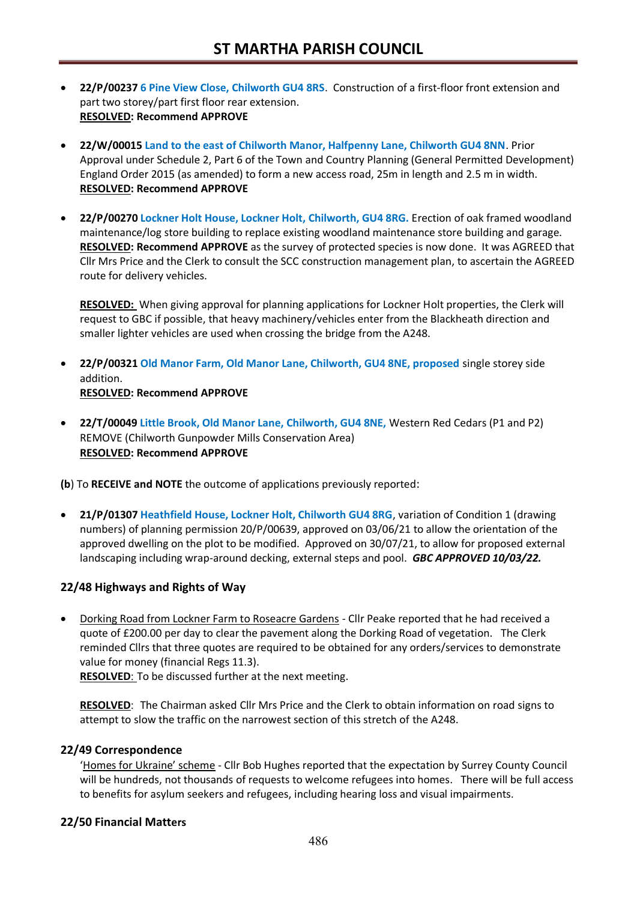- **22/P/00237 6 Pine View Close, Chilworth GU4 8RS**. Construction of a first-floor front extension and part two storey/part first floor rear extension.
  **RESOLVED: Recommend APPROVE**

- **22/W/00015 Land to the east of Chilworth Manor, Halfpenny Lane, Chilworth GU4 8NN**. Prior Approval under Schedule 2, Part 6 of the Town and Country Planning (General Permitted Development) England Order 2015 (as amended) to form a new access road, 25m in length and 2.5 m in width.
  **RESOLVED: Recommend APPROVE**

- **22/P/00270 Lockner Holt House, Lockner Holt, Chilworth, GU4 8RG.** Erection of oak framed woodland maintenance/log store building to replace existing woodland maintenance store building and garage. **RESOLVED: Recommend APPROVE** as the survey of protected species is now done. It was AGREED that Cllr Mrs Price and the Clerk to consult the SCC construction management plan, to ascertain the AGREED route for delivery vehicles.

  **RESOLVED:** When giving approval for planning applications for Lockner Holt properties, the Clerk will request to GBC if possible, that heavy machinery/vehicles enter from the Blackheath direction and smaller lighter vehicles are used when crossing the bridge from the A248.

- **22/P/00321 Old Manor Farm, Old Manor Lane, Chilworth, GU4 8NE, proposed** single storey side addition.
  **RESOLVED: Recommend APPROVE**

- **22/T/00049 Little Brook, Old Manor Lane, Chilworth, GU4 8NE,** Western Red Cedars (P1 and P2) REMOVE (Chilworth Gunpowder Mills Conservation Area)
  **RESOLVED: Recommend APPROVE**

**(b**) To **RECEIVE and NOTE** the outcome of applications previously reported:

- **21/P/01307 Heathfield House, Lockner Holt, Chilworth GU4 8RG**, variation of Condition 1 (drawing numbers) of planning permission 20/P/00639, approved on 03/06/21 to allow the orientation of the approved dwelling on the plot to be modified. Approved on 30/07/21, to allow for proposed external landscaping including wrap-around decking, external steps and pool. ***GBC APPROVED 10/03/22.***

### 22/48 Highways and Rights of Way

- Dorking Road from Lockner Farm to Roseacre Gardens - Cllr Peake reported that he had received a quote of £200.00 per day to clear the pavement along the Dorking Road of vegetation. The Clerk reminded Cllrs that three quotes are required to be obtained for any orders/services to demonstrate value for money (financial Regs 11.3).
  **RESOLVED**: To be discussed further at the next meeting.

  **RESOLVED**: The Chairman asked Cllr Mrs Price and the Clerk to obtain information on road signs to attempt to slow the traffic on the narrowest section of this stretch of the A248.

### 22/49 Correspondence

'Homes for Ukraine' scheme - Cllr Bob Hughes reported that the expectation by Surrey County Council will be hundreds, not thousands of requests to welcome refugees into homes. There will be full access to benefits for asylum seekers and refugees, including hearing loss and visual impairments.

### 22/50 Financial Matters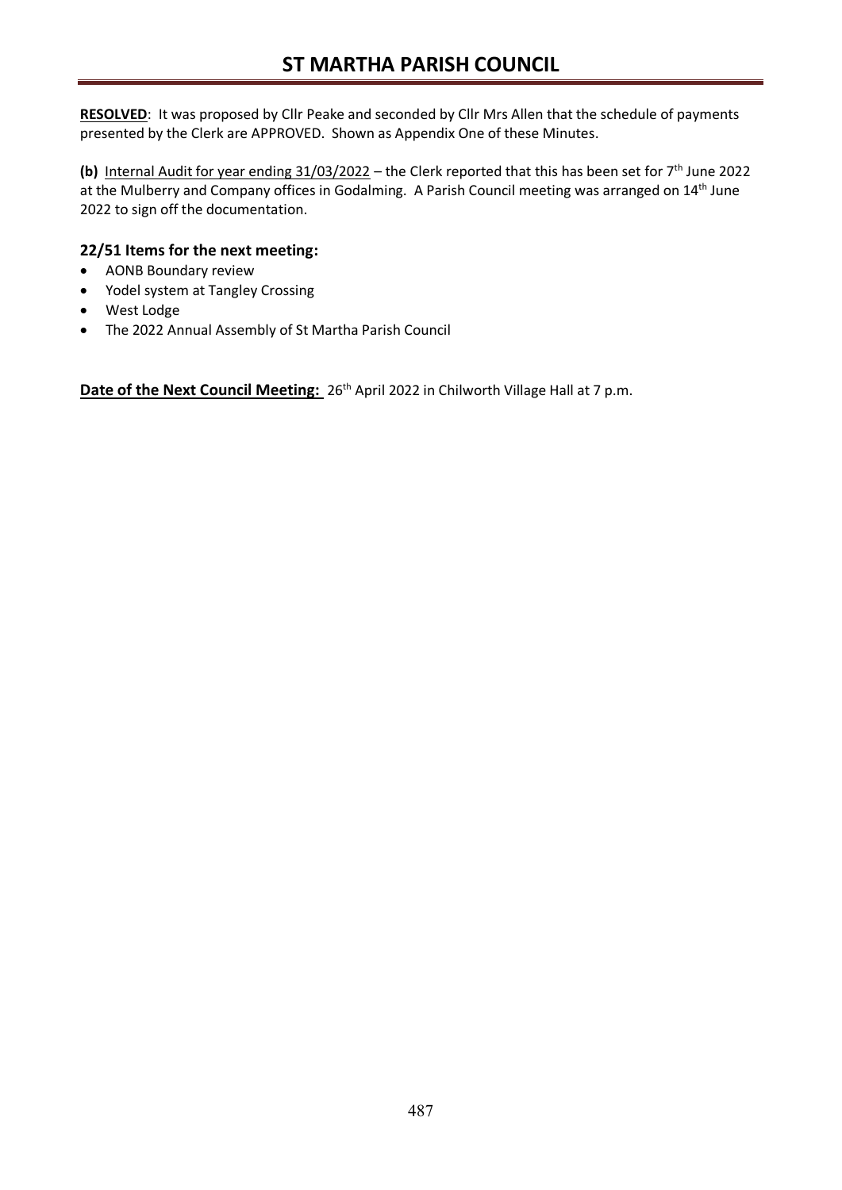**RESOLVED**: It was proposed by Cllr Peake and seconded by Cllr Mrs Allen that the schedule of payments presented by the Clerk are APPROVED. Shown as Appendix One of these Minutes.

**(b)** Internal Audit for year ending 31/03/2022 – the Clerk reported that this has been set for 7th June 2022 at the Mulberry and Company offices in Godalming. A Parish Council meeting was arranged on 14th June 2022 to sign off the documentation.

### 22/51 Items for the next meeting:

- AONB Boundary review
- Yodel system at Tangley Crossing
- West Lodge
- The 2022 Annual Assembly of St Martha Parish Council

**Date of the Next Council Meeting:** 26th April 2022 in Chilworth Village Hall at 7 p.m.